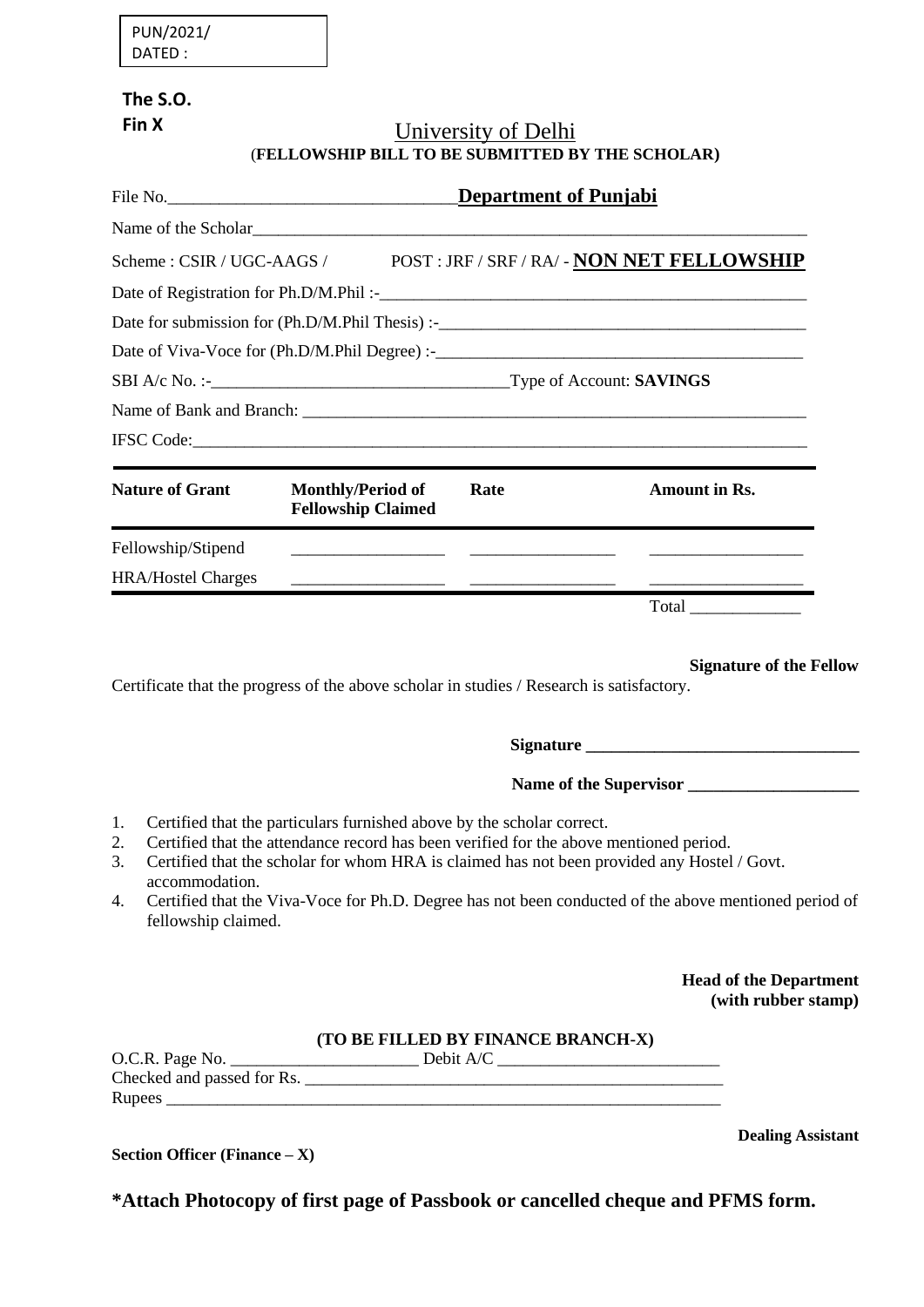PUN/2021/
DATED :

**The S.O.**
**Fin X**

# University of Delhi

**(FELLOWSHIP BILL TO BE SUBMITTED BY THE SCHOLAR)**

File No.________________________________ **Department of Punjabi**

Name of the Scholar_______________________________________________________________

Scheme : CSIR / UGC-AAGS / POST : JRF / SRF / RA/ - **NON NET FELLOWSHIP**

Date of Registration for Ph.D/M.Phil :-_______________________________________________

Date for submission for (Ph.D/M.Phil Thesis) :-_________________________________________

Date of Viva-Voce for (Ph.D/M.Phil Degree) :-__________________________________________

SBI A/c No. :-_________________________________Type of Account: **SAVINGS**

Name of Bank and Branch: ________________________________________________________

IFSC Code:______________________________________________________________________

| Nature of Grant | Monthly/Period of Fellowship Claimed | Rate | Amount in Rs. |
|---|---|---|---|
| Fellowship/Stipend | __________________ | _________________ | __________________ |
| HRA/Hostel Charges | __________________ | _________________ | __________________ |
| | | | Total _____________ |

**Signature of the Fellow**

Certificate that the progress of the above scholar in studies / Research is satisfactory.

**Signature ________________________________**

**Name of the Supervisor ____________________**

1. Certified that the particulars furnished above by the scholar correct.
2. Certified that the attendance record has been verified for the above mentioned period.
3. Certified that the scholar for whom HRA is claimed has not been provided any Hostel / Govt. accommodation.
4. Certified that the Viva-Voce for Ph.D. Degree has not been conducted of the above mentioned period of fellowship claimed.

**Head of the Department**
**(with rubber stamp)**

**(TO BE FILLED BY FINANCE BRANCH-X)**

O.C.R. Page No. ______________________ Debit A/C __________________________
Checked and passed for Rs. ____________________________________________________
Rupees ___________________________________________________________________

**Dealing Assistant**

**Section Officer (Finance – X)**

**\*Attach Photocopy of first page of Passbook or cancelled cheque and PFMS form.**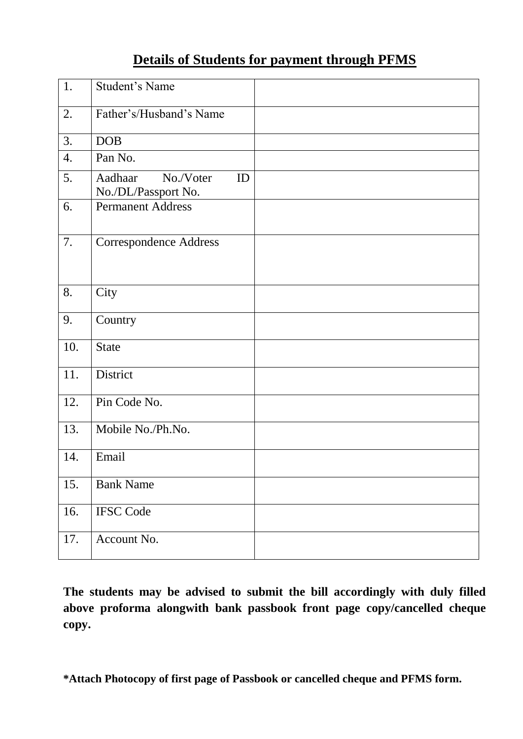## Details of Students for payment through PFMS

| | | |
|---|---|---|
| 1. | Student's Name | |
| 2. | Father's/Husband's Name | |
| 3. | DOB | |
| 4. | Pan No. | |
| 5. | Aadhaar No./Voter ID No./DL/Passport No. | |
| 6. | Permanent Address | |
| 7. | Correspondence Address | |
| 8. | City | |
| 9. | Country | |
| 10. | State | |
| 11. | District | |
| 12. | Pin Code No. | |
| 13. | Mobile No./Ph.No. | |
| 14. | Email | |
| 15. | Bank Name | |
| 16. | IFSC Code | |
| 17. | Account No. | |

**The students may be advised to submit the bill accordingly with duly filled above proforma alongwith bank passbook front page copy/cancelled cheque copy.**

**\*Attach Photocopy of first page of Passbook or cancelled cheque and PFMS form.**